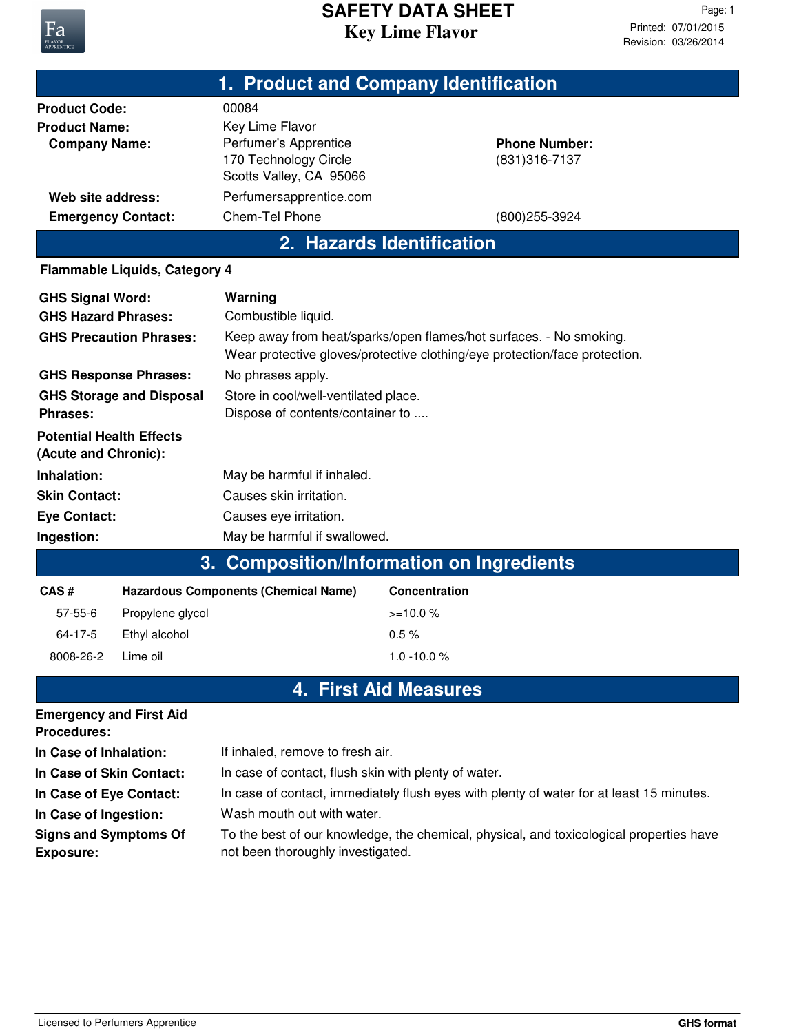# SAFETY DATA SHEET
## Key Lime Flavor

Printed: 07/01/2015
Revision: 03/26/2014

## 1. Product and Company Identification

| | | |
|---|---|---|
| **Product Code:** | 00084 | |
| **Product Name:** | Key Lime Flavor | |
| **Company Name:** | Perfumer's Apprentice<br>170 Technology Circle<br>Scotts Valley, CA 95066 | **Phone Number:**<br>(831)316-7137 |
| **Web site address:** | Perfumersapprentice.com | |
| **Emergency Contact:** | Chem-Tel Phone | (800)255-3924 |

## 2. Hazards Identification

**Flammable Liquids, Category 4**

| | |
|---|---|
| **GHS Signal Word:** | **Warning** |
| **GHS Hazard Phrases:** | Combustible liquid. |
| **GHS Precaution Phrases:** | Keep away from heat/sparks/open flames/hot surfaces. - No smoking.<br>Wear protective gloves/protective clothing/eye protection/face protection. |
| **GHS Response Phrases:** | No phrases apply. |
| **GHS Storage and Disposal Phrases:** | Store in cool/well-ventilated place.<br>Dispose of contents/container to .... |

**Potential Health Effects (Acute and Chronic):**

| | |
|---|---|
| **Inhalation:** | May be harmful if inhaled. |
| **Skin Contact:** | Causes skin irritation. |
| **Eye Contact:** | Causes eye irritation. |
| **Ingestion:** | May be harmful if swallowed. |

## 3. Composition/Information on Ingredients

| CAS # | Hazardous Components (Chemical Name) | Concentration |
|---|---|---|
| 57-55-6 | Propylene glycol | >=10.0 % |
| 64-17-5 | Ethyl alcohol | 0.5 % |
| 8008-26-2 | Lime oil | 1.0 -10.0 % |

## 4. First Aid Measures

**Emergency and First Aid Procedures:**

| | |
|---|---|
| **In Case of Inhalation:** | If inhaled, remove to fresh air. |
| **In Case of Skin Contact:** | In case of contact, flush skin with plenty of water. |
| **In Case of Eye Contact:** | In case of contact, immediately flush eyes with plenty of water for at least 15 minutes. |
| **In Case of Ingestion:** | Wash mouth out with water. |
| **Signs and Symptoms Of Exposure:** | To the best of our knowledge, the chemical, physical, and toxicological properties have not been thoroughly investigated. |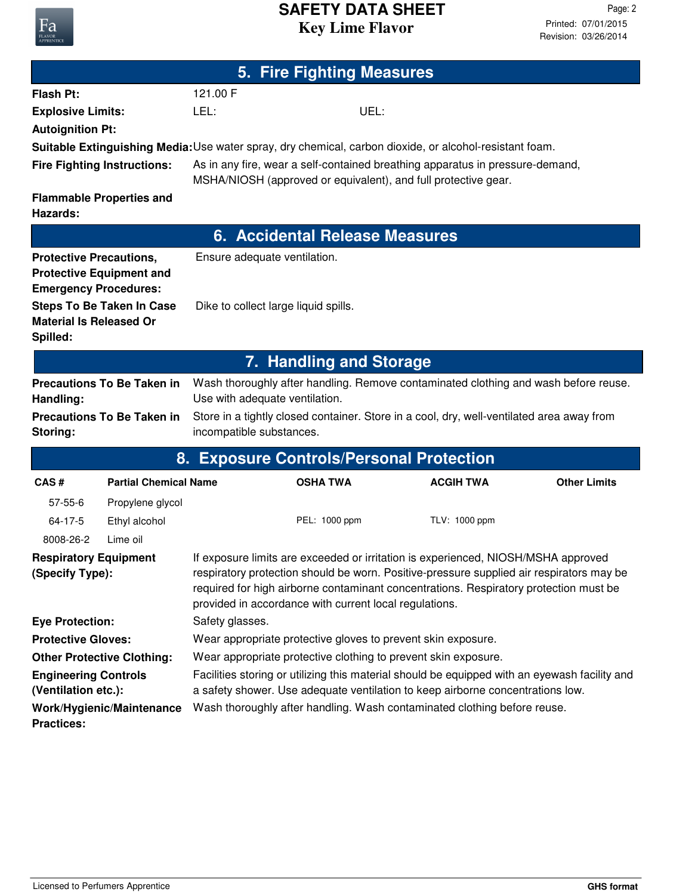## 5. Fire Fighting Measures

**Flash Pt:** 121.00 F

**Explosive Limits:** LEL: UEL:

**Autoignition Pt:**

**Suitable Extinguishing Media:** Use water spray, dry chemical, carbon dioxide, or alcohol-resistant foam.

**Fire Fighting Instructions:** As in any fire, wear a self-contained breathing apparatus in pressure-demand, MSHA/NIOSH (approved or equivalent), and full protective gear.

**Flammable Properties and Hazards:**

## 6. Accidental Release Measures

**Protective Precautions, Protective Equipment and Emergency Procedures:** Ensure adequate ventilation.

**Steps To Be Taken In Case Material Is Released Or Spilled:** Dike to collect large liquid spills.

## 7. Handling and Storage

**Precautions To Be Taken in Handling:** Wash thoroughly after handling. Remove contaminated clothing and wash before reuse. Use with adequate ventilation.

**Precautions To Be Taken in Storing:** Store in a tightly closed container. Store in a cool, dry, well-ventilated area away from incompatible substances.

## 8. Exposure Controls/Personal Protection

| CAS # | Partial Chemical Name | OSHA TWA | ACGIH TWA | Other Limits |
|---|---|---|---|---|
| 57-55-6 | Propylene glycol | | | |
| 64-17-5 | Ethyl alcohol | PEL: 1000 ppm | TLV: 1000 ppm | |
| 8008-26-2 | Lime oil | | | |

**Respiratory Equipment (Specify Type):** If exposure limits are exceeded or irritation is experienced, NIOSH/MSHA approved respiratory protection should be worn. Positive-pressure supplied air respirators may be required for high airborne contaminant concentrations. Respiratory protection must be provided in accordance with current local regulations.

**Eye Protection:** Safety glasses.

**Protective Gloves:** Wear appropriate protective gloves to prevent skin exposure.

**Other Protective Clothing:** Wear appropriate protective clothing to prevent skin exposure.

**Engineering Controls (Ventilation etc.):** Facilities storing or utilizing this material should be equipped with an eyewash facility and a safety shower. Use adequate ventilation to keep airborne concentrations low.

**Work/Hygienic/Maintenance Practices:** Wash thoroughly after handling. Wash contaminated clothing before reuse.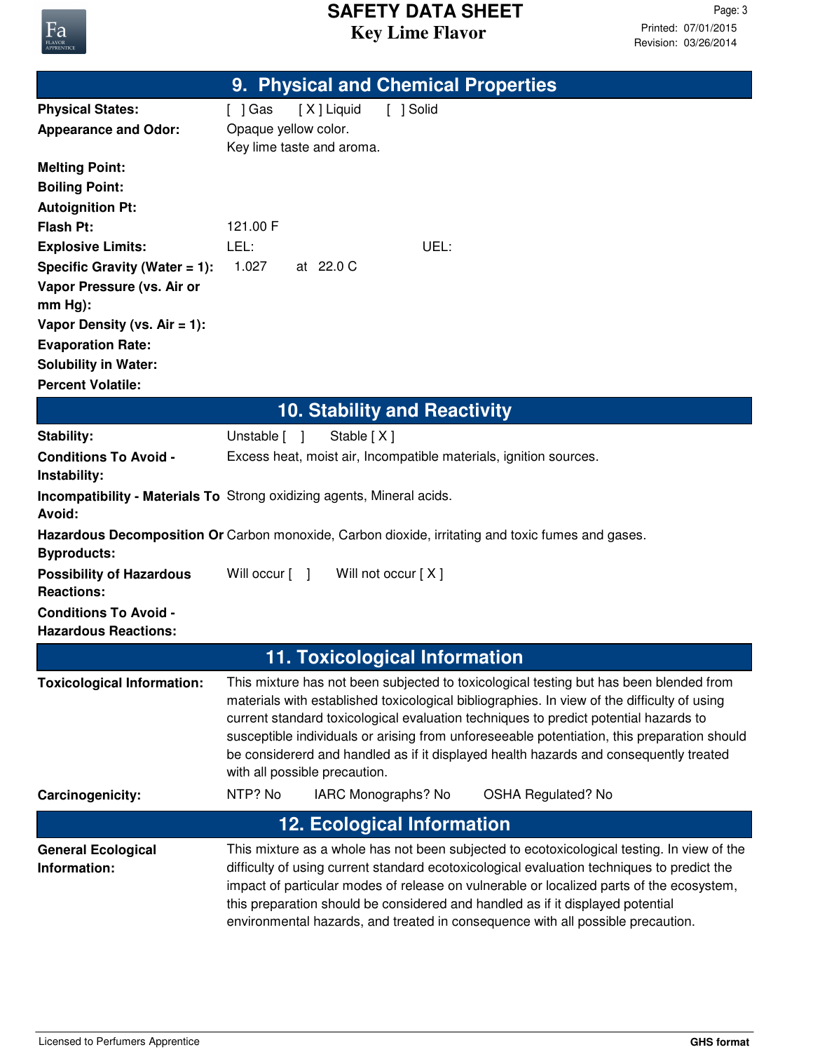## 9. Physical and Chemical Properties

| | |
|---|---|
| **Physical States:** | [ ] Gas [ X ] Liquid [ ] Solid |
| **Appearance and Odor:** | Opaque yellow color.<br>Key lime taste and aroma. |
| **Melting Point:** | |
| **Boiling Point:** | |
| **Autoignition Pt:** | |
| **Flash Pt:** | 121.00 F |
| **Explosive Limits:** | LEL: UEL: |
| **Specific Gravity (Water = 1):** | 1.027 at 22.0 C |
| **Vapor Pressure (vs. Air or mm Hg):** | |
| **Vapor Density (vs. Air = 1):** | |
| **Evaporation Rate:** | |
| **Solubility in Water:** | |
| **Percent Volatile:** | |

## 10. Stability and Reactivity

| | |
|---|---|
| **Stability:** | Unstable [ ] Stable [ X ] |
| **Conditions To Avoid - Instability:** | Excess heat, moist air, Incompatible materials, ignition sources. |
| **Incompatibility - Materials To Avoid:** | Strong oxidizing agents, Mineral acids. |
| **Hazardous Decomposition Or Byproducts:** | Carbon monoxide, Carbon dioxide, irritating and toxic fumes and gases. |
| **Possibility of Hazardous Reactions:** | Will occur [ ] Will not occur [ X ] |
| **Conditions To Avoid - Hazardous Reactions:** | |

## 11. Toxicological Information

| | |
|---|---|
| **Toxicological Information:** | This mixture has not been subjected to toxicological testing but has been blended from materials with established toxicological bibliographies. In view of the difficulty of using current standard toxicological evaluation techniques to predict potential hazards to susceptible individuals or arising from unforeseeable potentiation, this preparation should be considererd and handled as if it displayed health hazards and consequently treated with all possible precaution. |
| **Carcinogenicity:** | NTP? No IARC Monographs? No OSHA Regulated? No |

## 12. Ecological Information

| | |
|---|---|
| **General Ecological Information:** | This mixture as a whole has not been subjected to ecotoxicological testing. In view of the difficulty of using current standard ecotoxicological evaluation techniques to predict the impact of particular modes of release on vulnerable or localized parts of the ecosystem, this preparation should be considered and handled as if it displayed potential environmental hazards, and treated in consequence with all possible precaution. |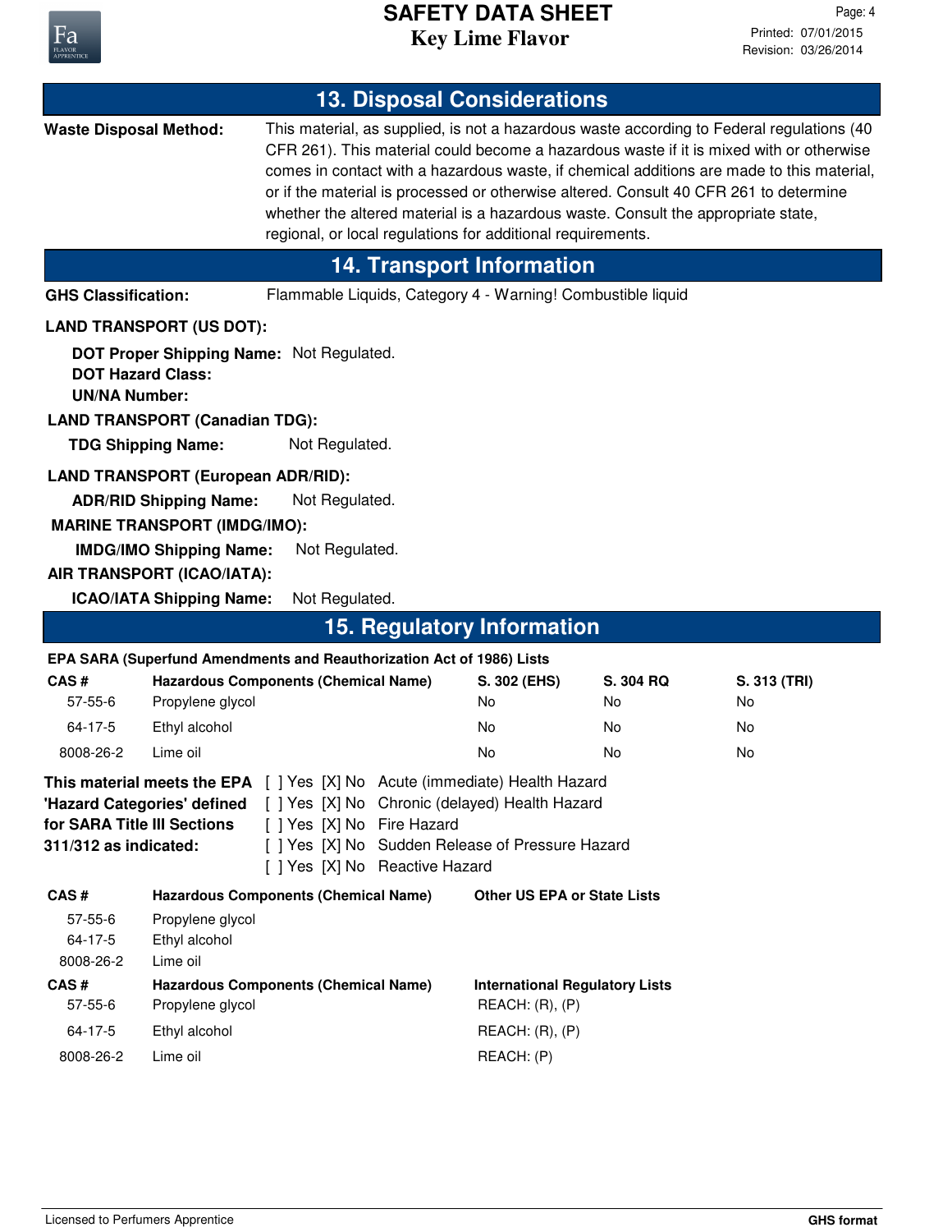## 13. Disposal Considerations

**Waste Disposal Method:** This material, as supplied, is not a hazardous waste according to Federal regulations (40 CFR 261). This material could become a hazardous waste if it is mixed with or otherwise comes in contact with a hazardous waste, if chemical additions are made to this material, or if the material is processed or otherwise altered. Consult 40 CFR 261 to determine whether the altered material is a hazardous waste. Consult the appropriate state, regional, or local regulations for additional requirements.

## 14. Transport Information

**GHS Classification:** Flammable Liquids, Category 4 - Warning! Combustible liquid

**LAND TRANSPORT (US DOT):**

**DOT Proper Shipping Name:** Not Regulated.
**DOT Hazard Class:**
**UN/NA Number:**

**LAND TRANSPORT (Canadian TDG):**

**TDG Shipping Name:** Not Regulated.

**LAND TRANSPORT (European ADR/RID):**

**ADR/RID Shipping Name:** Not Regulated.

**MARINE TRANSPORT (IMDG/IMO):**

**IMDG/IMO Shipping Name:** Not Regulated.

**AIR TRANSPORT (ICAO/IATA):**

**ICAO/IATA Shipping Name:** Not Regulated.

## 15. Regulatory Information

**EPA SARA (Superfund Amendments and Reauthorization Act of 1986) Lists**

| CAS # | Hazardous Components (Chemical Name) | S. 302 (EHS) | S. 304 RQ | S. 313 (TRI) |
|---|---|---|---|---|
| 57-55-6 | Propylene glycol | No | No | No |
| 64-17-5 | Ethyl alcohol | No | No | No |
| 8008-26-2 | Lime oil | No | No | No |

**This material meets the EPA 'Hazard Categories' defined for SARA Title III Sections 311/312 as indicated:**

[ ] Yes [X] No Acute (immediate) Health Hazard
[ ] Yes [X] No Chronic (delayed) Health Hazard
[ ] Yes [X] No Fire Hazard
[ ] Yes [X] No Sudden Release of Pressure Hazard
[ ] Yes [X] No Reactive Hazard

| CAS # | Hazardous Components (Chemical Name) | Other US EPA or State Lists |
|---|---|---|
| 57-55-6 | Propylene glycol | |
| 64-17-5 | Ethyl alcohol | |
| 8008-26-2 | Lime oil | |

| CAS # | Hazardous Components (Chemical Name) | International Regulatory Lists |
|---|---|---|
| 57-55-6 | Propylene glycol | REACH: (R), (P) |
| 64-17-5 | Ethyl alcohol | REACH: (R), (P) |
| 8008-26-2 | Lime oil | REACH: (P) |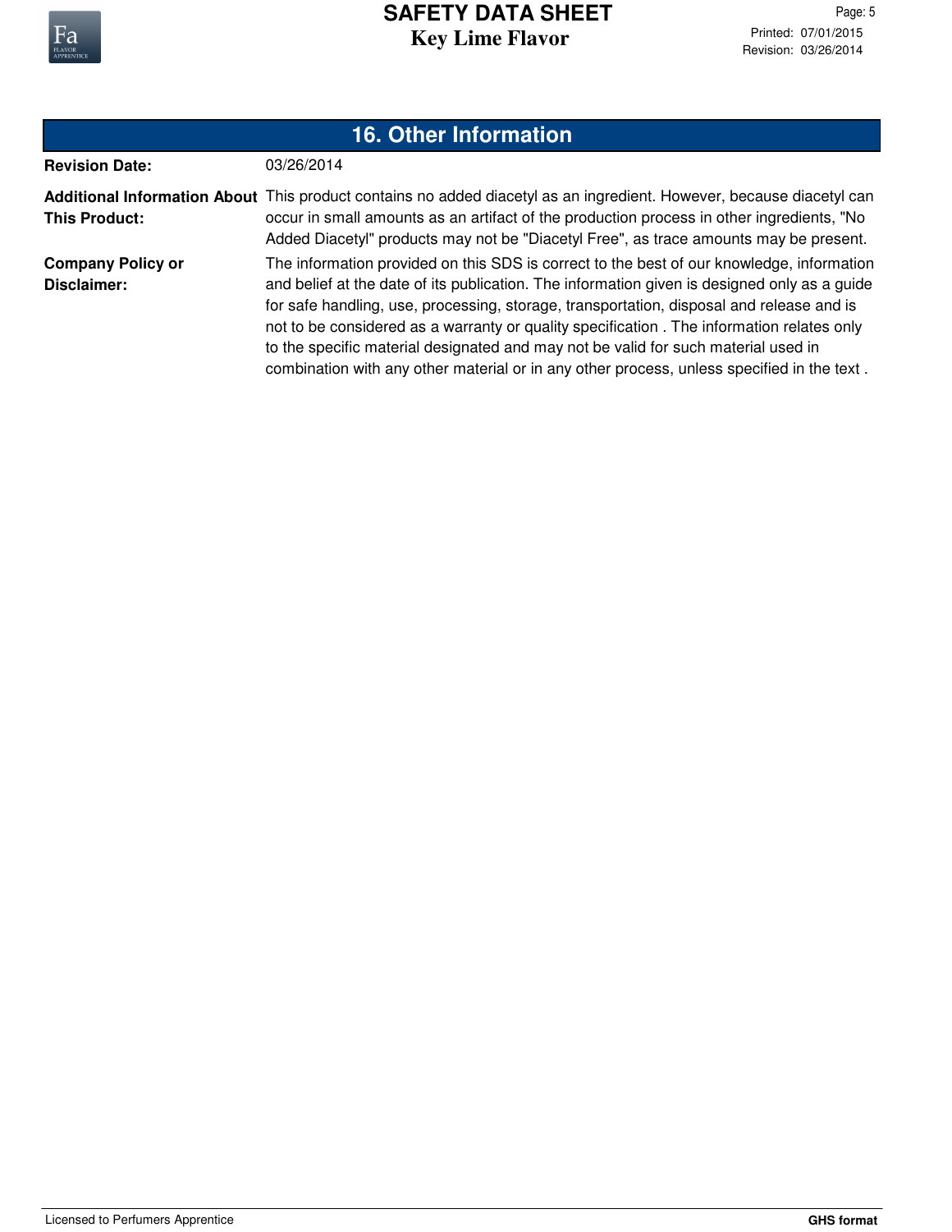## 16. Other Information

| | |
|---|---|
| **Revision Date:** | 03/26/2014 |
| **Additional Information About This Product:** | This product contains no added diacetyl as an ingredient. However, because diacetyl can occur in small amounts as an artifact of the production process in other ingredients, "No Added Diacetyl" products may not be "Diacetyl Free", as trace amounts may be present. |
| **Company Policy or Disclaimer:** | The information provided on this SDS is correct to the best of our knowledge, information and belief at the date of its publication. The information given is designed only as a guide for safe handling, use, processing, storage, transportation, disposal and release and is not to be considered as a warranty or quality specification . The information relates only to the specific material designated and may not be valid for such material used in combination with any other material or in any other process, unless specified in the text . |